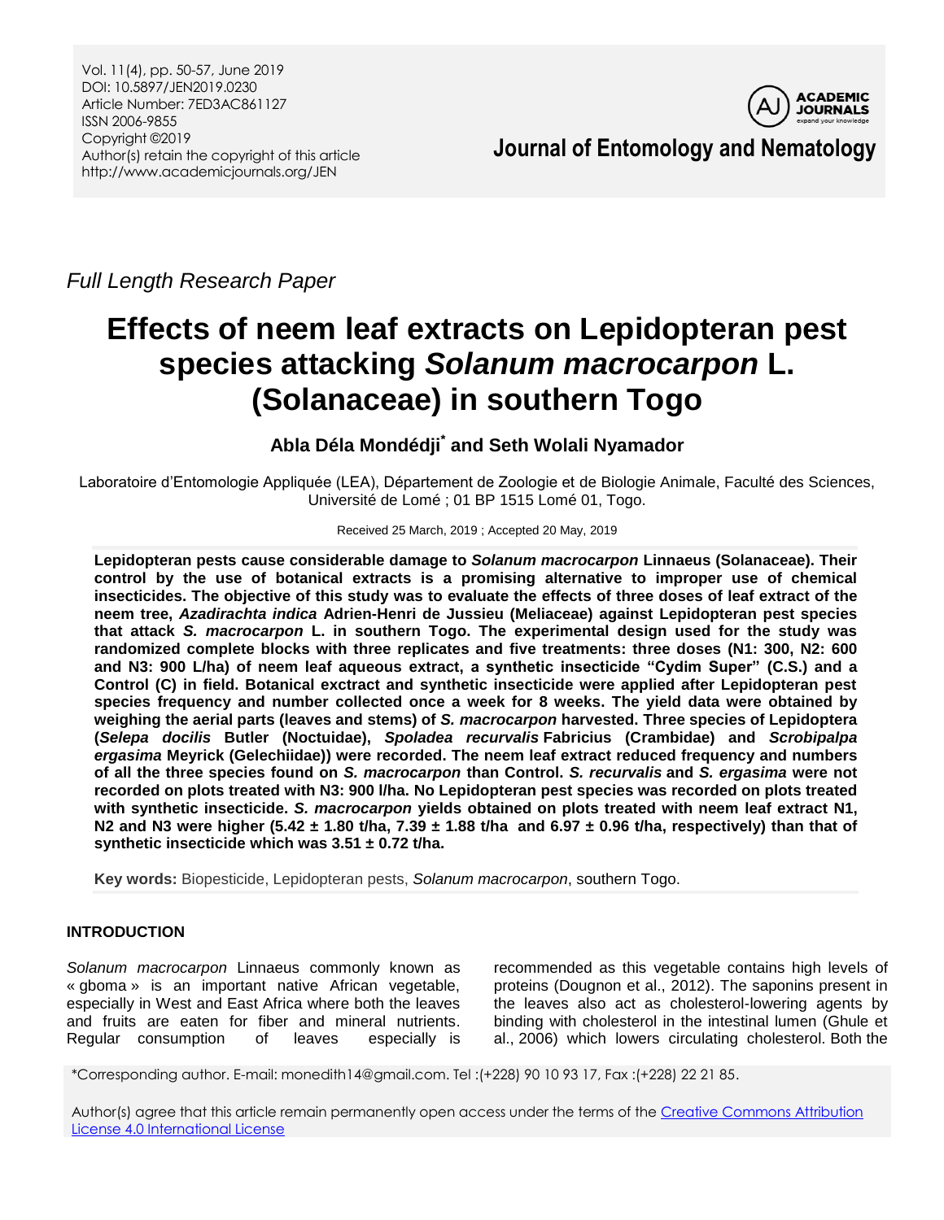*Full Length Research Paper*

# Effects of neem leaf extracts on Lepidopteran pest species attacking *Solanum macrocarpon* L. (Solanaceae) in southern Togo

**Abla Déla Mondédji* and Seth Wolali Nyamador**

Laboratoire d'Entomologie Appliquée (LEA), Département de Zoologie et de Biologie Animale, Faculté des Sciences, Université de Lomé ; 01 BP 1515 Lomé 01, Togo.

Received 25 March, 2019 ; Accepted 20 May, 2019

**Lepidopteran pests cause considerable damage to *Solanum macrocarpon* Linnaeus (Solanaceae). Their control by the use of botanical extracts is a promising alternative to improper use of chemical insecticides. The objective of this study was to evaluate the effects of three doses of leaf extract of the neem tree, *Azadirachta indica* Adrien-Henri de Jussieu (Meliaceae) against Lepidopteran pest species that attack *S. macrocarpon* L. in southern Togo. The experimental design used for the study was randomized complete blocks with three replicates and five treatments: three doses (N1: 300, N2: 600 and N3: 900 L/ha) of neem leaf aqueous extract, a synthetic insecticide "Cydim Super" (C.S.) and a Control (C) in field. Botanical exctract and synthetic insecticide were applied after Lepidopteran pest species frequency and number collected once a week for 8 weeks. The yield data were obtained by weighing the aerial parts (leaves and stems) of *S. macrocarpon* harvested. Three species of Lepidoptera (*Selepa docilis* Butler (Noctuidae), *Spoladea recurvalis* Fabricius (Crambidae) and *Scrobipalpa ergasima* Meyrick (Gelechiidae)) were recorded. The neem leaf extract reduced frequency and numbers of all the three species found on *S. macrocarpon* than Control. *S. recurvalis* and *S. ergasima* were not recorded on plots treated with N3: 900 l/ha. No Lepidopteran pest species was recorded on plots treated with synthetic insecticide. *S. macrocarpon* yields obtained on plots treated with neem leaf extract N1, N2 and N3 were higher (5.42 ± 1.80 t/ha, 7.39 ± 1.88 t/ha and 6.97 ± 0.96 t/ha, respectively) than that of synthetic insecticide which was 3.51 ± 0.72 t/ha.**

**Key words:** Biopesticide, Lepidopteran pests, *Solanum macrocarpon*, southern Togo.

## INTRODUCTION

*Solanum macrocarpon* Linnaeus commonly known as « gboma » is an important native African vegetable, especially in West and East Africa where both the leaves and fruits are eaten for fiber and mineral nutrients. Regular consumption of leaves especially is recommended as this vegetable contains high levels of proteins (Dougnon et al., 2012). The saponins present in the leaves also act as cholesterol-lowering agents by binding with cholesterol in the intestinal lumen (Ghule et al., 2006) which lowers circulating cholesterol. Both the

*Corresponding author. E-mail: monedith14@gmail.com. Tel :(+228) 90 10 93 17, Fax :(+228) 22 21 85.

Author(s) agree that this article remain permanently open access under the terms of the Creative Commons Attribution License 4.0 International License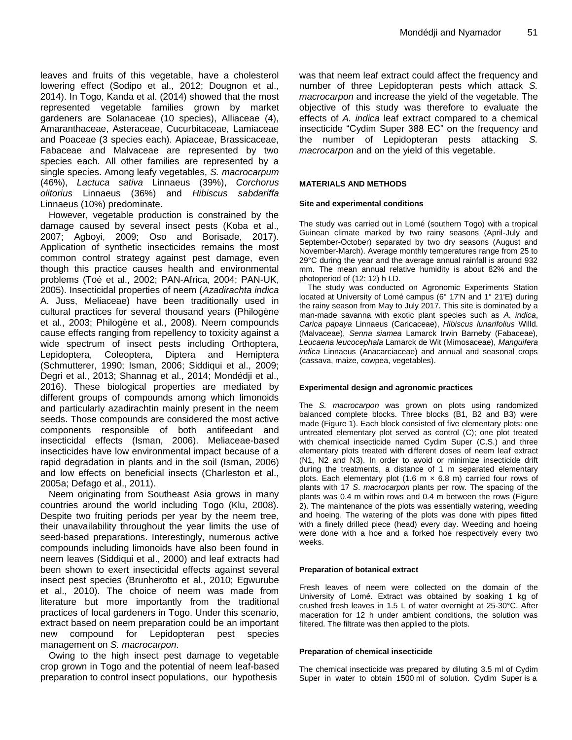leaves and fruits of this vegetable, have a cholesterol lowering effect (Sodipo et al., 2012; Dougnon et al., 2014). In Togo, Kanda et al. (2014) showed that the most represented vegetable families grown by market gardeners are Solanaceae (10 species), Alliaceae (4), Amaranthaceae, Asteraceae, Cucurbitaceae, Lamiaceae and Poaceae (3 species each). Apiaceae, Brassicaceae, Fabaceae and Malvaceae are represented by two species each. All other families are represented by a single species. Among leafy vegetables, *S. macrocarpum* (46%), *Lactuca sativa* Linnaeus (39%), *Corchorus olitorius* Linnaeus (36%) and *Hibiscus sabdariffa* Linnaeus (10%) predominate.

However, vegetable production is constrained by the damage caused by several insect pests (Koba et al., 2007; Agboyi, 2009; Oso and Borisade, 2017). Application of synthetic insecticides remains the most common control strategy against pest damage, even though this practice causes health and environmental problems (Toé et al., 2002; PAN-Africa, 2004; PAN-UK, 2005). Insecticidal properties of neem (*Azadirachta indica* A. Juss, Meliaceae) have been traditionally used in cultural practices for several thousand years (Philogène et al., 2003; Philogène et al., 2008). Neem compounds cause effects ranging from repellency to toxicity against a wide spectrum of insect pests including Orthoptera, Lepidoptera, Coleoptera, Diptera and Hemiptera (Schmutterer, 1990; Isman, 2006; Siddiqui et al., 2009; Degri et al., 2013; Shannag et al., 2014; Mondédji et al., 2016). These biological properties are mediated by different groups of compounds among which limonoids and particularly azadirachtin mainly present in the neem seeds. Those compounds are considered the most active components responsible of both antifeedant and insecticidal effects (Isman, 2006). Meliaceae-based insecticides have low environmental impact because of a rapid degradation in plants and in the soil (Isman, 2006) and low effects on beneficial insects (Charleston et al., 2005a; Defago et al., 2011).

Neem originating from Southeast Asia grows in many countries around the world including Togo (Klu, 2008). Despite two fruiting periods per year by the neem tree, their unavailability throughout the year limits the use of seed-based preparations. Interestingly, numerous active compounds including limonoids have also been found in neem leaves (Siddiqui et al., 2000) and leaf extracts had been shown to exert insecticidal effects against several insect pest species (Brunherotto et al., 2010; Egwurube et al., 2010). The choice of neem was made from literature but more importantly from the traditional practices of local gardeners in Togo. Under this scenario, extract based on neem preparation could be an important new compound for Lepidopteran pest species management on *S. macrocarpon*.

Owing to the high insect pest damage to vegetable crop grown in Togo and the potential of neem leaf-based preparation to control insect populations, our hypothesis was that neem leaf extract could affect the frequency and number of three Lepidopteran pests which attack *S. macrocarpon* and increase the yield of the vegetable. The objective of this study was therefore to evaluate the effects of *A. indica* leaf extract compared to a chemical insecticide "Cydim Super 388 EC" on the frequency and the number of Lepidopteran pests attacking *S. macrocarpon* and on the yield of this vegetable.

## MATERIALS AND METHODS

### Site and experimental conditions

The study was carried out in Lomé (southern Togo) with a tropical Guinean climate marked by two rainy seasons (April-July and September-October) separated by two dry seasons (August and November-March). Average monthly temperatures range from 25 to 29°C during the year and the average annual rainfall is around 932 mm. The mean annual relative humidity is about 82% and the photoperiod of (12: 12) h LD.

The study was conducted on Agronomic Experiments Station located at University of Lomé campus (6° 17'N and 1° 21'E) during the rainy season from May to July 2017. This site is dominated by a man-made savanna with exotic plant species such as *A. indica*, *Carica papaya* Linnaeus (Caricaceae), *Hibiscus lunarifolius* Willd. (Malvaceae), *Senna siamea* Lamarck Irwin Barneby (Fabaceae), *Leucaena leucocephala* Lamarck de Wit (Mimosaceae), *Manguifera indica* Linnaeus (Anacarciaceae) and annual and seasonal crops (cassava, maize, cowpea, vegetables).

### Experimental design and agronomic practices

The *S. macrocarpon* was grown on plots using randomized balanced complete blocks. Three blocks (B1, B2 and B3) were made (Figure 1). Each block consisted of five elementary plots: one untreated elementary plot served as control (C); one plot treated with chemical insecticide named Cydim Super (C.S.) and three elementary plots treated with different doses of neem leaf extract (N1, N2 and N3). In order to avoid or minimize insecticide drift during the treatments, a distance of 1 m separated elementary plots. Each elementary plot (1.6 m × 6.8 m) carried four rows of plants with 17 *S. macrocarpon* plants per row. The spacing of the plants was 0.4 m within rows and 0.4 m between the rows (Figure 2). The maintenance of the plots was essentially watering, weeding and hoeing. The watering of the plots was done with pipes fitted with a finely drilled piece (head) every day. Weeding and hoeing were done with a hoe and a forked hoe respectively every two weeks.

### Preparation of botanical extract

Fresh leaves of neem were collected on the domain of the University of Lomé. Extract was obtained by soaking 1 kg of crushed fresh leaves in 1.5 L of water overnight at 25-30°C. After maceration for 12 h under ambient conditions, the solution was filtered. The filtrate was then applied to the plots.

### Preparation of chemical insecticide

The chemical insecticide was prepared by diluting 3.5 ml of Cydim Super in water to obtain 1500 ml of solution. Cydim Super is a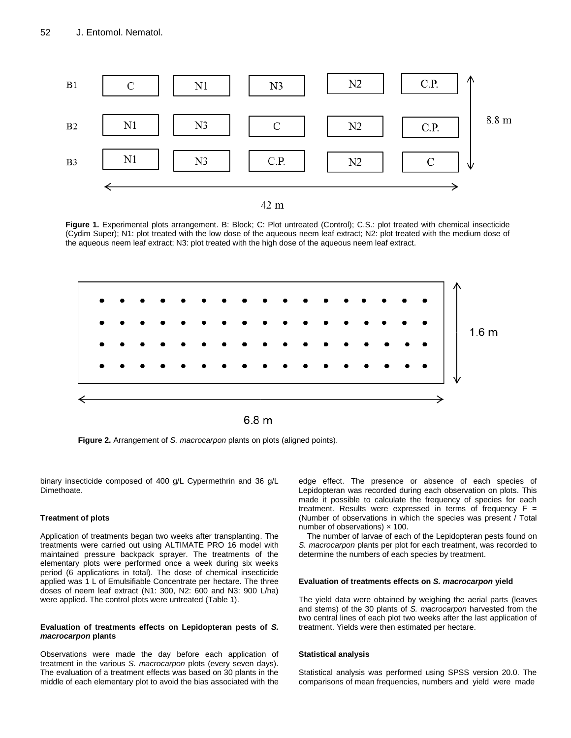**Figure 1.** Experimental plots arrangement. B: Block; C: Plot untreated (Control); C.S.: plot treated with chemical insecticide (Cydim Super); N1: plot treated with the low dose of the aqueous neem leaf extract; N2: plot treated with the medium dose of the aqueous neem leaf extract; N3: plot treated with the high dose of the aqueous neem leaf extract.

**Figure 2.** Arrangement of *S. macrocarpon* plants on plots (aligned points).

binary insecticide composed of 400 g/L Cypermethrin and 36 g/L Dimethoate.

#### Treatment of plots

Application of treatments began two weeks after transplanting. The treatments were carried out using ALTIMATE PRO 16 model with maintained pressure backpack sprayer. The treatments of the elementary plots were performed once a week during six weeks period (6 applications in total). The dose of chemical insecticide applied was 1 L of Emulsifiable Concentrate per hectare. The three doses of neem leaf extract (N1: 300, N2: 600 and N3: 900 L/ha) were applied. The control plots were untreated (Table 1).

#### Evaluation of treatments effects on Lepidopteran pests of *S. macrocarpon* plants

Observations were made the day before each application of treatment in the various *S. macrocarpon* plots (every seven days). The evaluation of a treatment effects was based on 30 plants in the middle of each elementary plot to avoid the bias associated with the edge effect. The presence or absence of each species of Lepidopteran was recorded during each observation on plots. This made it possible to calculate the frequency of species for each treatment. Results were expressed in terms of frequency F = (Number of observations in which the species was present / Total number of observations) × 100.

The number of larvae of each of the Lepidopteran pests found on *S. macrocarpon* plants per plot for each treatment, was recorded to determine the numbers of each species by treatment.

#### Evaluation of treatments effects on *S. macrocarpon* yield

The yield data were obtained by weighing the aerial parts (leaves and stems) of the 30 plants of *S. macrocarpon* harvested from the two central lines of each plot two weeks after the last application of treatment. Yields were then estimated per hectare.

#### Statistical analysis

Statistical analysis was performed using SPSS version 20.0. The comparisons of mean frequencies, numbers and yield were made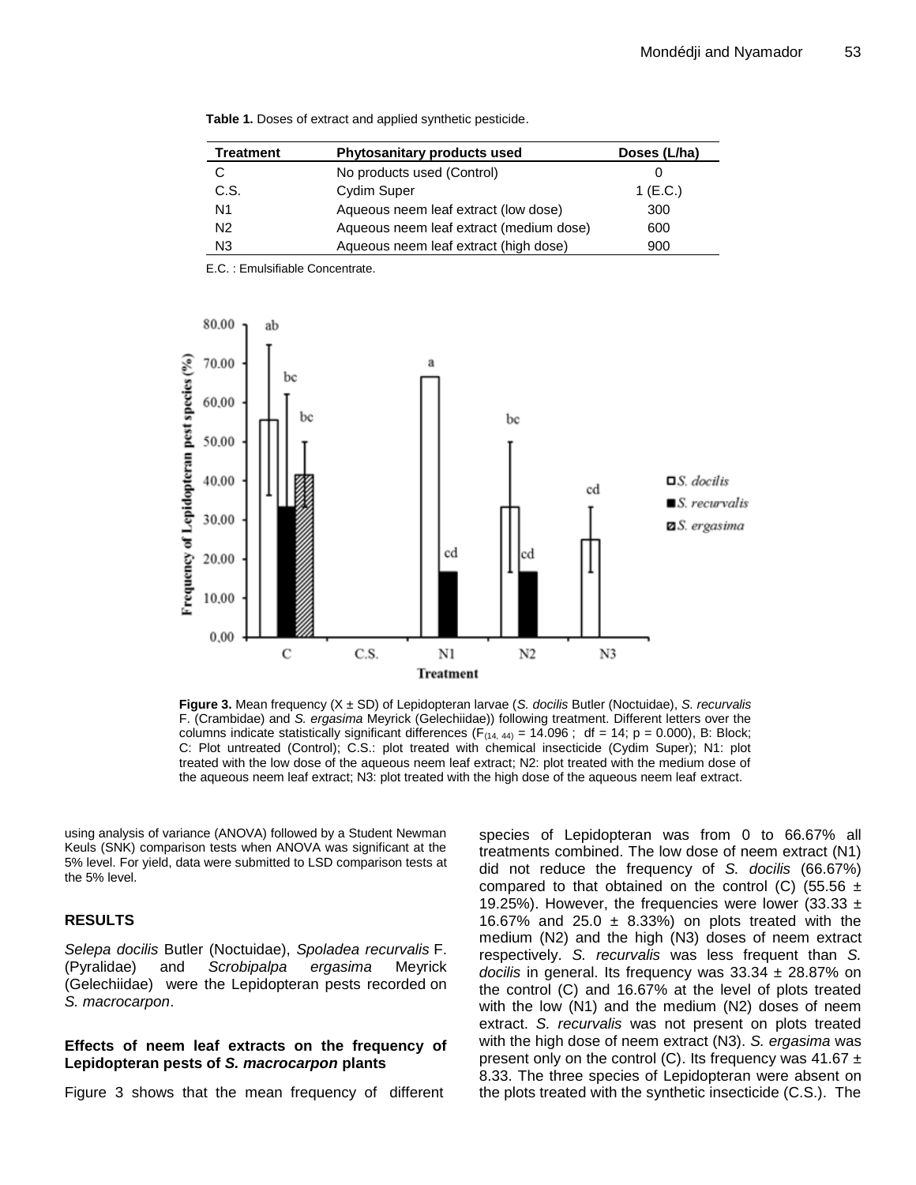**Table 1.** Doses of extract and applied synthetic pesticide.

| Treatment | Phytosanitary products used | Doses (L/ha) |
|---|---|---|
| C | No products used (Control) | 0 |
| C.S. | Cydim Super | 1 (E.C.) |
| N1 | Aqueous neem leaf extract (low dose) | 300 |
| N2 | Aqueous neem leaf extract (medium dose) | 600 |
| N3 | Aqueous neem leaf extract (high dose) | 900 |

E.C. : Emulsifiable Concentrate.

**Figure 3.** Mean frequency (X ± SD) of Lepidopteran larvae (*S. docilis* Butler (Noctuidae), *S. recurvalis* F. (Crambidae) and *S. ergasima* Meyrick (Gelechiidae)) following treatment. Different letters over the columns indicate statistically significant differences ($F_{(14, 44)} = 14.096$ ; df = 14; p = 0.000), B: Block; C: Plot untreated (Control); C.S.: plot treated with chemical insecticide (Cydim Super); N1: plot treated with the low dose of the aqueous neem leaf extract; N2: plot treated with the medium dose of the aqueous neem leaf extract; N3: plot treated with the high dose of the aqueous neem leaf extract.

using analysis of variance (ANOVA) followed by a Student Newman Keuls (SNK) comparison tests when ANOVA was significant at the 5% level. For yield, data were submitted to LSD comparison tests at the 5% level.

## RESULTS

*Selepa docilis* Butler (Noctuidae), *Spoladea recurvalis* F. (Pyralidae) and *Scrobipalpa ergasima* Meyrick (Gelechiidae) were the Lepidopteran pests recorded on *S. macrocarpon*.

### Effects of neem leaf extracts on the frequency of Lepidopteran pests of *S. macrocarpon* plants

Figure 3 shows that the mean frequency of different species of Lepidopteran was from 0 to 66.67% all treatments combined. The low dose of neem extract (N1) did not reduce the frequency of *S. docilis* (66.67%) compared to that obtained on the control (C) (55.56 ± 19.25%). However, the frequencies were lower (33.33 ± 16.67% and 25.0 ± 8.33%) on plots treated with the medium (N2) and the high (N3) doses of neem extract respectively. *S. recurvalis* was less frequent than *S. docilis* in general. Its frequency was 33.34 ± 28.87% on the control (C) and 16.67% at the level of plots treated with the low (N1) and the medium (N2) doses of neem extract. *S. recurvalis* was not present on plots treated with the high dose of neem extract (N3). *S. ergasima* was present only on the control (C). Its frequency was 41.67 ± 8.33. The three species of Lepidopteran were absent on the plots treated with the synthetic insecticide (C.S.). The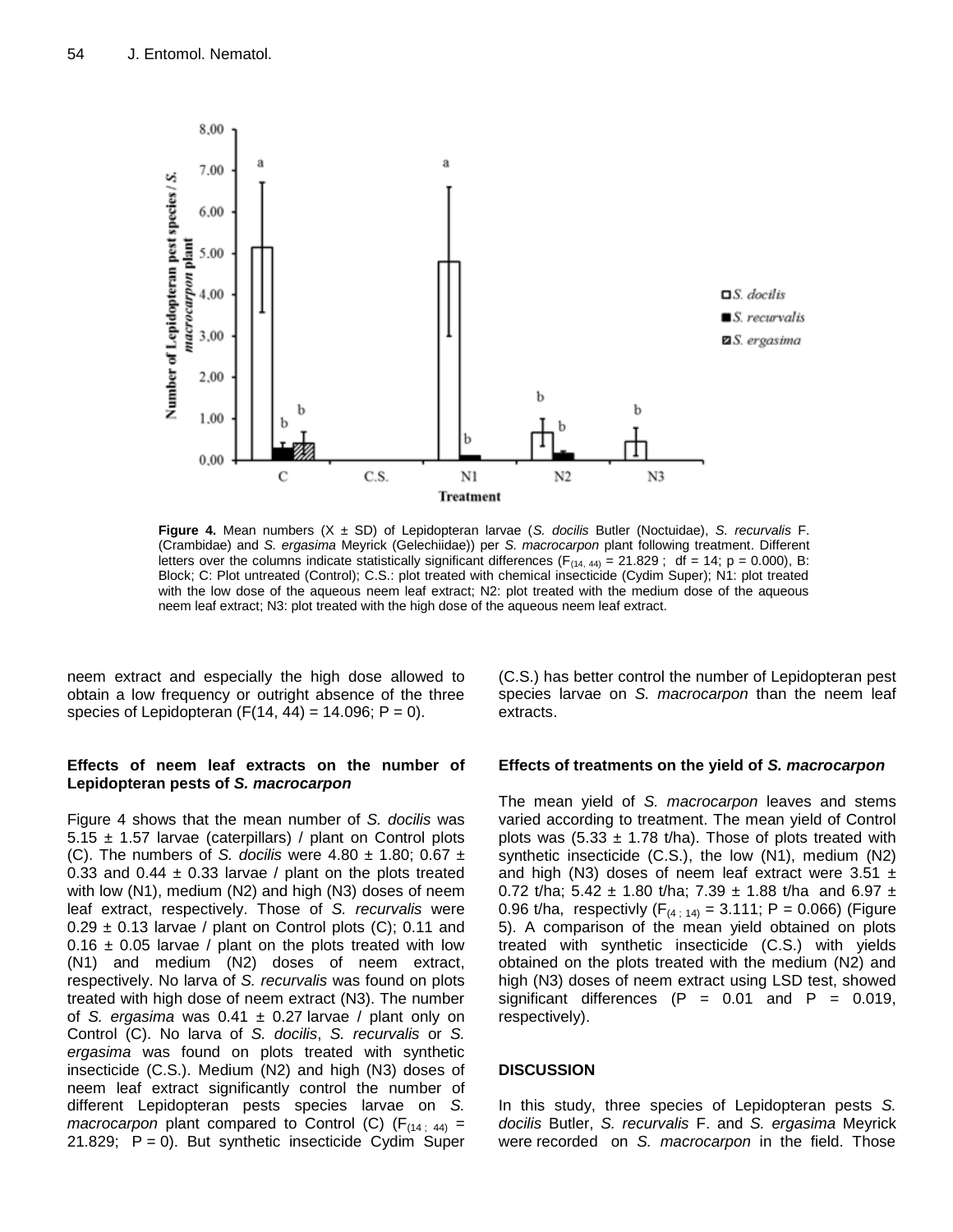**Figure 4.** Mean numbers (X ± SD) of Lepidopteran larvae (*S. docilis* Butler (Noctuidae), *S. recurvalis* F. (Crambidae) and *S. ergasima* Meyrick (Gelechiidae)) per *S. macrocarpon* plant following treatment. Different letters over the columns indicate statistically significant differences ($F_{(14, 44)}$ = 21.829 ; df = 14; p = 0.000), B: Block; C: Plot untreated (Control); C.S.: plot treated with chemical insecticide (Cydim Super); N1: plot treated with the low dose of the aqueous neem leaf extract; N2: plot treated with the medium dose of the aqueous neem leaf extract; N3: plot treated with the high dose of the aqueous neem leaf extract.

neem extract and especially the high dose allowed to obtain a low frequency or outright absence of the three species of Lepidopteran (F(14, 44) = 14.096; P = 0).

**Effects of neem leaf extracts on the number of Lepidopteran pests of *S. macrocarpon***

Figure 4 shows that the mean number of *S. docilis* was 5.15 ± 1.57 larvae (caterpillars) / plant on Control plots (C). The numbers of *S. docilis* were 4.80 ± 1.80; 0.67 ± 0.33 and 0.44 ± 0.33 larvae / plant on the plots treated with low (N1), medium (N2) and high (N3) doses of neem leaf extract, respectively. Those of *S. recurvalis* were 0.29 ± 0.13 larvae / plant on Control plots (C); 0.11 and 0.16 ± 0.05 larvae / plant on the plots treated with low (N1) and medium (N2) doses of neem extract, respectively. No larva of *S. recurvalis* was found on plots treated with high dose of neem extract (N3). The number of *S. ergasima* was 0.41 ± 0.27 larvae / plant only on Control (C). No larva of *S. docilis*, *S. recurvalis* or *S. ergasima* was found on plots treated with synthetic insecticide (C.S.). Medium (N2) and high (N3) doses of neem leaf extract significantly control the number of different Lepidopteran pests species larvae on *S. macrocarpon* plant compared to Control (C) ($F_{(14\,;\,44)}$ = 21.829; P = 0). But synthetic insecticide Cydim Super (C.S.) has better control the number of Lepidopteran pest species larvae on *S. macrocarpon* than the neem leaf extracts.

**Effects of treatments on the yield of *S. macrocarpon***

The mean yield of *S. macrocarpon* leaves and stems varied according to treatment. The mean yield of Control plots was (5.33 ± 1.78 t/ha). Those of plots treated with synthetic insecticide (C.S.), the low (N1), medium (N2) and high (N3) doses of neem leaf extract were 3.51 ± 0.72 t/ha; 5.42 ± 1.80 t/ha; 7.39 ± 1.88 t/ha and 6.97 ± 0.96 t/ha, respectivly ($F_{(4\,;\,14)}$ = 3.111; P = 0.066) (Figure 5). A comparison of the mean yield obtained on plots treated with synthetic insecticide (C.S.) with yields obtained on the plots treated with the medium (N2) and high (N3) doses of neem extract using LSD test, showed significant differences (P = 0.01 and P = 0.019, respectively).

## DISCUSSION

In this study, three species of Lepidopteran pests *S. docilis* Butler, *S. recurvalis* F. and *S. ergasima* Meyrick were recorded on *S. macrocarpon* in the field. Those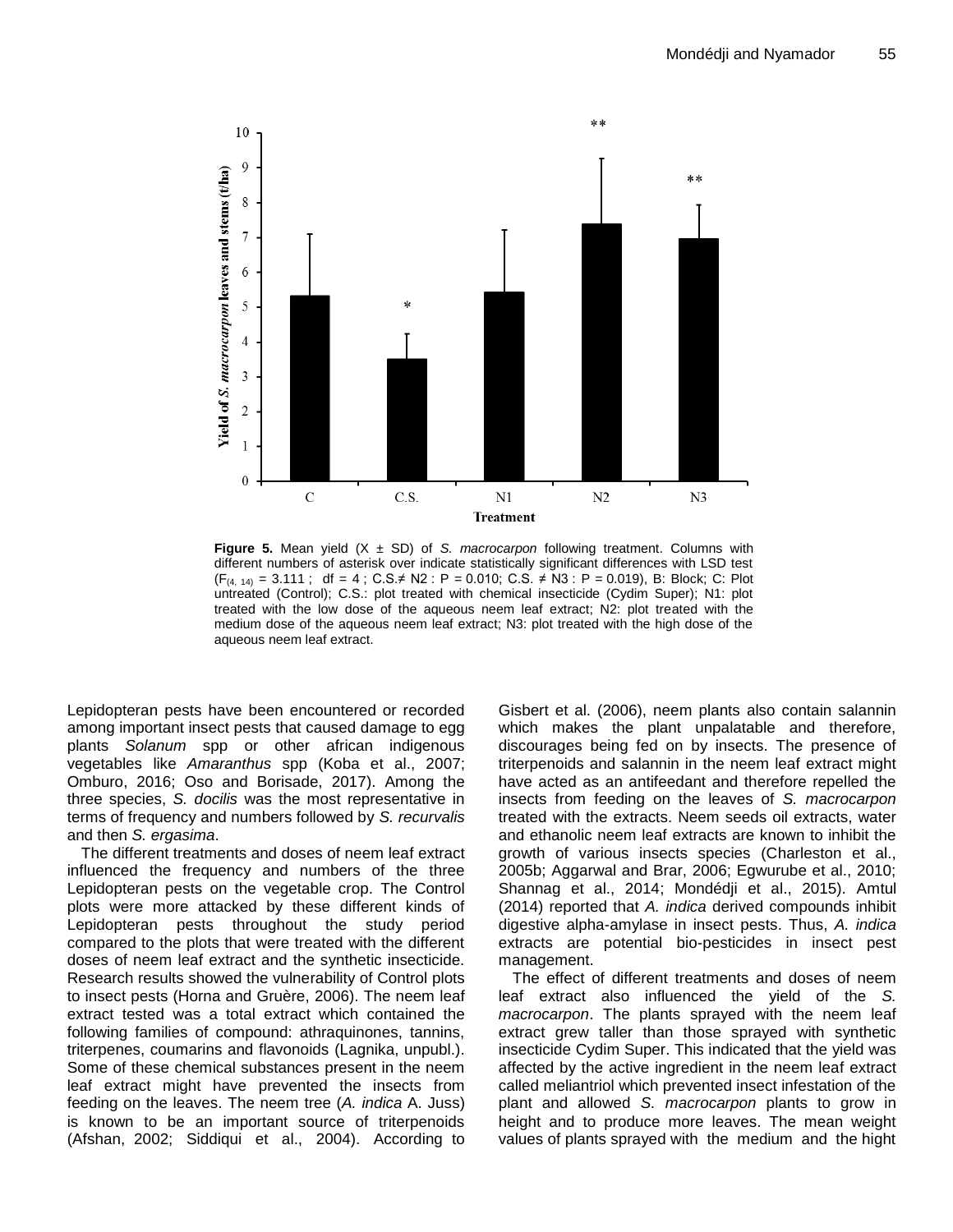Figure 5. Mean yield (X ± SD) of *S. macrocarpon* following treatment. Columns with different numbers of asterisk over indicate statistically significant differences with LSD test ($F_{(4, 14)}$ = 3.111 ; df = 4 ; C.S.≠ N2 : P = 0.010; C.S. ≠ N3 : P = 0.019), B: Block; C: Plot untreated (Control); C.S.: plot treated with chemical insecticide (Cydim Super); N1: plot treated with the low dose of the aqueous neem leaf extract; N2: plot treated with the medium dose of the aqueous neem leaf extract; N3: plot treated with the high dose of the aqueous neem leaf extract.

Lepidopteran pests have been encountered or recorded among important insect pests that caused damage to egg plants *Solanum* spp or other african indigenous vegetables like *Amaranthus* spp (Koba et al., 2007; Omburo, 2016; Oso and Borisade, 2017). Among the three species, *S. docilis* was the most representative in terms of frequency and numbers followed by *S. recurvalis* and then *S. ergasima*.

The different treatments and doses of neem leaf extract influenced the frequency and numbers of the three Lepidopteran pests on the vegetable crop. The Control plots were more attacked by these different kinds of Lepidopteran pests throughout the study period compared to the plots that were treated with the different doses of neem leaf extract and the synthetic insecticide. Research results showed the vulnerability of Control plots to insect pests (Horna and Gruère, 2006). The neem leaf extract tested was a total extract which contained the following families of compound: athraquinones, tannins, triterpenes, coumarins and flavonoids (Lagnika, unpubl.). Some of these chemical substances present in the neem leaf extract might have prevented the insects from feeding on the leaves. The neem tree (*A. indica* A. Juss) is known to be an important source of triterpenoids (Afshan, 2002; Siddiqui et al., 2004). According to Gisbert et al. (2006), neem plants also contain salannin which makes the plant unpalatable and therefore, discourages being fed on by insects. The presence of triterpenoids and salannin in the neem leaf extract might have acted as an antifeedant and therefore repelled the insects from feeding on the leaves of *S. macrocarpon* treated with the extracts. Neem seeds oil extracts, water and ethanolic neem leaf extracts are known to inhibit the growth of various insects species (Charleston et al., 2005b; Aggarwal and Brar, 2006; Egwurube et al., 2010; Shannag et al., 2014; Mondédji et al., 2015). Amtul (2014) reported that *A. indica* derived compounds inhibit digestive alpha-amylase in insect pests. Thus, *A. indica* extracts are potential bio-pesticides in insect pest management.

The effect of different treatments and doses of neem leaf extract also influenced the yield of the *S. macrocarpon*. The plants sprayed with the neem leaf extract grew taller than those sprayed with synthetic insecticide Cydim Super. This indicated that the yield was affected by the active ingredient in the neem leaf extract called meliantriol which prevented insect infestation of the plant and allowed *S. macrocarpon* plants to grow in height and to produce more leaves. The mean weight values of plants sprayed with the medium and the hight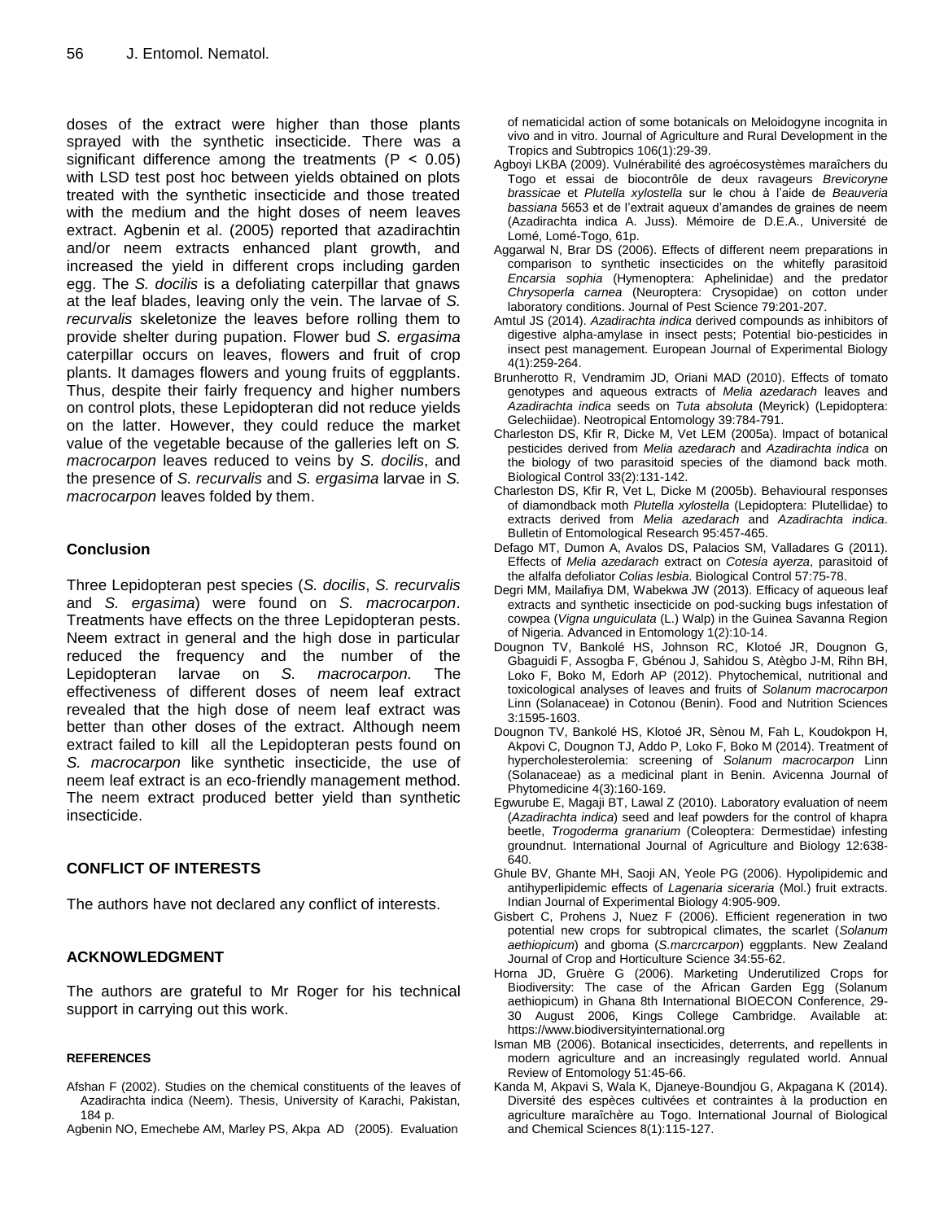doses of the extract were higher than those plants sprayed with the synthetic insecticide. There was a significant difference among the treatments ($P < 0.05$) with LSD test post hoc between yields obtained on plots treated with the synthetic insecticide and those treated with the medium and the hight doses of neem leaves extract. Agbenin et al. (2005) reported that azadirachtin and/or neem extracts enhanced plant growth, and increased the yield in different crops including garden egg. The *S. docilis* is a defoliating caterpillar that gnaws at the leaf blades, leaving only the vein. The larvae of *S. recurvalis* skeletonize the leaves before rolling them to provide shelter during pupation. Flower bud *S. ergasima* caterpillar occurs on leaves, flowers and fruit of crop plants. It damages flowers and young fruits of eggplants. Thus, despite their fairly frequency and higher numbers on control plots, these Lepidopteran did not reduce yields on the latter. However, they could reduce the market value of the vegetable because of the galleries left on *S. macrocarpon* leaves reduced to veins by *S. docilis*, and the presence of *S. recurvalis* and *S. ergasima* larvae in *S. macrocarpon* leaves folded by them.

## Conclusion

Three Lepidopteran pest species (*S. docilis*, *S. recurvalis* and *S. ergasima*) were found on *S. macrocarpon*. Treatments have effects on the three Lepidopteran pests. Neem extract in general and the high dose in particular reduced the frequency and the number of the Lepidopteran larvae on *S. macrocarpon.* The effectiveness of different doses of neem leaf extract revealed that the high dose of neem leaf extract was better than other doses of the extract. Although neem extract failed to kill all the Lepidopteran pests found on *S. macrocarpon* like synthetic insecticide, the use of neem leaf extract is an eco-friendly management method. The neem extract produced better yield than synthetic insecticide.

## CONFLICT OF INTERESTS

The authors have not declared any conflict of interests.

## ACKNOWLEDGMENT

The authors are grateful to Mr Roger for his technical support in carrying out this work.

## REFERENCES

Afshan F (2002). Studies on the chemical constituents of the leaves of Azadirachta indica (Neem). Thesis, University of Karachi, Pakistan, 184 p.

Agbenin NO, Emechebe AM, Marley PS, Akpa AD (2005). Evaluation of nematicidal action of some botanicals on Meloidogyne incognita in vivo and in vitro. Journal of Agriculture and Rural Development in the Tropics and Subtropics 106(1):29-39.

Agboyi LKBA (2009). Vulnérabilité des agroécosystèmes maraîchers du Togo et essai de biocontrôle de deux ravageurs *Brevicoryne brassicae* et *Plutella xylostella* sur le chou à l'aide de *Beauveria bassiana* 5653 et de l'extrait aqueux d'amandes de graines de neem (Azadirachta indica A. Juss). Mémoire de D.E.A., Université de Lomé, Lomé-Togo, 61p.

Aggarwal N, Brar DS (2006). Effects of different neem preparations in comparison to synthetic insecticides on the whitefly parasitoid *Encarsia sophia* (Hymenoptera: Aphelinidae) and the predator *Chrysoperla carnea* (Neuroptera: Crysopidae) on cotton under laboratory conditions. Journal of Pest Science 79:201-207.

Amtul JS (2014). *Azadirachta indica* derived compounds as inhibitors of digestive alpha-amylase in insect pests; Potential bio-pesticides in insect pest management. European Journal of Experimental Biology 4(1):259-264.

Brunherotto R, Vendramim JD, Oriani MAD (2010). Effects of tomato genotypes and aqueous extracts of *Melia azedarach* leaves and *Azadirachta indica* seeds on *Tuta absoluta* (Meyrick) (Lepidoptera: Gelechiidae). Neotropical Entomology 39:784-791.

Charleston DS, Kfir R, Dicke M, Vet LEM (2005a). Impact of botanical pesticides derived from *Melia azedarach* and *Azadirachta indica* on the biology of two parasitoid species of the diamond back moth. Biological Control 33(2):131-142.

Charleston DS, Kfir R, Vet L, Dicke M (2005b). Behavioural responses of diamondback moth *Plutella xylostella* (Lepidoptera: Plutellidae) to extracts derived from *Melia azedarach* and *Azadirachta indica*. Bulletin of Entomological Research 95:457-465.

Defago MT, Dumon A, Avalos DS, Palacios SM, Valladares G (2011). Effects of *Melia azedarach* extract on *Cotesia ayerza*, parasitoid of the alfalfa defoliator *Colias lesbia*. Biological Control 57:75-78.

Degri MM, Mailafiya DM, Wabekwa JW (2013). Efficacy of aqueous leaf extracts and synthetic insecticide on pod-sucking bugs infestation of cowpea (*Vigna unguiculata* (L.) Walp) in the Guinea Savanna Region of Nigeria. Advanced in Entomology 1(2):10-14.

Dougnon TV, Bankolé HS, Johnson RC, Klotoé JR, Dougnon G, Gbaguidi F, Assogba F, Gbénou J, Sahidou S, Atègbo J-M, Rihn BH, Loko F, Boko M, Edorh AP (2012). Phytochemical, nutritional and toxicological analyses of leaves and fruits of *Solanum macrocarpon* Linn (Solanaceae) in Cotonou (Benin). Food and Nutrition Sciences 3:1595-1603.

Dougnon TV, Bankolé HS, Klotoé JR, Sènou M, Fah L, Koudokpon H, Akpovi C, Dougnon TJ, Addo P, Loko F, Boko M (2014). Treatment of hypercholesterolemia: screening of *Solanum macrocarpon* Linn (Solanaceae) as a medicinal plant in Benin. Avicenna Journal of Phytomedicine 4(3):160-169.

Egwurube E, Magaji BT, Lawal Z (2010). Laboratory evaluation of neem (*Azadirachta indica*) seed and leaf powders for the control of khapra beetle, *Trogoderma granarium* (Coleoptera: Dermestidae) infesting groundnut. International Journal of Agriculture and Biology 12:638-640.

Ghule BV, Ghante MH, Saoji AN, Yeole PG (2006). Hypolipidemic and antihyperlipidemic effects of *Lagenaria siceraria* (Mol.) fruit extracts. Indian Journal of Experimental Biology 4:905-909.

Gisbert C, Prohens J, Nuez F (2006). Efficient regeneration in two potential new crops for subtropical climates, the scarlet (*Solanum aethiopicum*) and gboma (*S.marcrcarpon*) eggplants. New Zealand Journal of Crop and Horticulture Science 34:55-62.

Horna JD, Gruère G (2006). Marketing Underutilized Crops for Biodiversity: The case of the African Garden Egg (Solanum aethiopicum) in Ghana 8th International BIOECON Conference, 29-30 August 2006, Kings College Cambridge. Available at: https://www.biodiversityinternational.org

Isman MB (2006). Botanical insecticides, deterrents, and repellents in modern agriculture and an increasingly regulated world. Annual Review of Entomology 51:45-66.

Kanda M, Akpavi S, Wala K, Djaneye-Boundjou G, Akpagana K (2014). Diversité des espèces cultivées et contraintes à la production en agriculture maraîchère au Togo. International Journal of Biological and Chemical Sciences 8(1):115-127.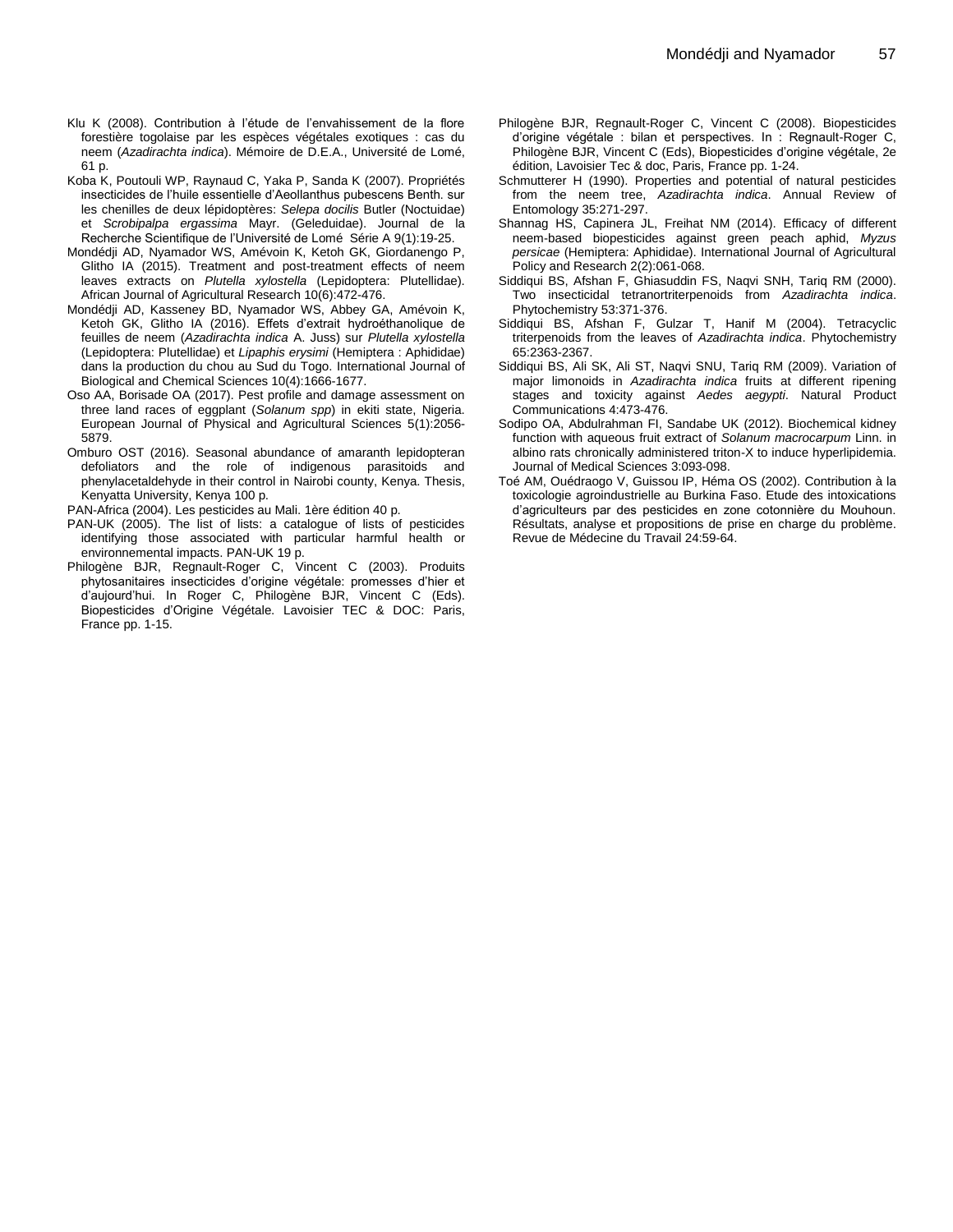Klu K (2008). Contribution à l'étude de l'envahissement de la flore forestière togolaise par les espèces végétales exotiques : cas du neem (*Azadirachta indica*). Mémoire de D.E.A., Université de Lomé, 61 p.

Koba K, Poutouli WP, Raynaud C, Yaka P, Sanda K (2007). Propriétés insecticides de l'huile essentielle d'Aeollanthus pubescens Benth. sur les chenilles de deux lépidoptères: *Selepa docilis* Butler (Noctuidae) et *Scrobipalpa ergassima* Mayr. (Geleduidae). Journal de la Recherche Scientifique de l'Université de Lomé Série A 9(1):19-25.

Mondédji AD, Nyamador WS, Amévoin K, Ketoh GK, Giordanengo P, Glitho IA (2015). Treatment and post-treatment effects of neem leaves extracts on *Plutella xylostella* (Lepidoptera: Plutellidae). African Journal of Agricultural Research 10(6):472-476.

Mondédji AD, Kasseney BD, Nyamador WS, Abbey GA, Amévoin K, Ketoh GK, Glitho IA (2016). Effets d'extrait hydroéthanolique de feuilles de neem (*Azadirachta indica* A. Juss) sur *Plutella xylostella* (Lepidoptera: Plutellidae) et *Lipaphis erysimi* (Hemiptera : Aphididae) dans la production du chou au Sud du Togo. International Journal of Biological and Chemical Sciences 10(4):1666-1677.

Oso AA, Borisade OA (2017). Pest profile and damage assessment on three land races of eggplant (*Solanum spp*) in ekiti state, Nigeria. European Journal of Physical and Agricultural Sciences 5(1):2056-5879.

Omburo OST (2016). Seasonal abundance of amaranth lepidopteran defoliators and the role of indigenous parasitoids and phenylacetaldehyde in their control in Nairobi county, Kenya. Thesis, Kenyatta University, Kenya 100 p.

PAN-Africa (2004). Les pesticides au Mali. 1ère édition 40 p.

PAN-UK (2005). The list of lists: a catalogue of lists of pesticides identifying those associated with particular harmful health or environnemental impacts. PAN-UK 19 p.

Philogène BJR, Regnault-Roger C, Vincent C (2003). Produits phytosanitaires insecticides d'origine végétale: promesses d'hier et d'aujourd'hui. In Roger C, Philogène BJR, Vincent C (Eds). Biopesticides d'Origine Végétale. Lavoisier TEC & DOC: Paris, France pp. 1-15.

Philogène BJR, Regnault-Roger C, Vincent C (2008). Biopesticides d'origine végétale : bilan et perspectives. In : Regnault-Roger C, Philogène BJR, Vincent C (Eds), Biopesticides d'origine végétale, 2e édition, Lavoisier Tec & doc, Paris, France pp. 1-24.

Schmutterer H (1990). Properties and potential of natural pesticides from the neem tree, *Azadirachta indica*. Annual Review of Entomology 35:271-297.

Shannag HS, Capinera JL, Freihat NM (2014). Efficacy of different neem-based biopesticides against green peach aphid, *Myzus persicae* (Hemiptera: Aphididae). International Journal of Agricultural Policy and Research 2(2):061-068.

Siddiqui BS, Afshan F, Ghiasuddin FS, Naqvi SNH, Tariq RM (2000). Two insecticidal tetranortriterpenoids from *Azadirachta indica*. Phytochemistry 53:371-376.

Siddiqui BS, Afshan F, Gulzar T, Hanif M (2004). Tetracyclic triterpenoids from the leaves of *Azadirachta indica*. Phytochemistry 65:2363-2367.

Siddiqui BS, Ali SK, Ali ST, Naqvi SNU, Tariq RM (2009). Variation of major limonoids in *Azadirachta indica* fruits at different ripening stages and toxicity against *Aedes aegypti*. Natural Product Communications 4:473-476.

Sodipo OA, Abdulrahman FI, Sandabe UK (2012). Biochemical kidney function with aqueous fruit extract of *Solanum macrocarpum* Linn. in albino rats chronically administered triton-X to induce hyperlipidemia. Journal of Medical Sciences 3:093-098.

Toé AM, Ouédraogo V, Guissou IP, Héma OS (2002). Contribution à la toxicologie agroindustrielle au Burkina Faso. Etude des intoxications d'agriculteurs par des pesticides en zone cotonnière du Mouhoun. Résultats, analyse et propositions de prise en charge du problème. Revue de Médecine du Travail 24:59-64.